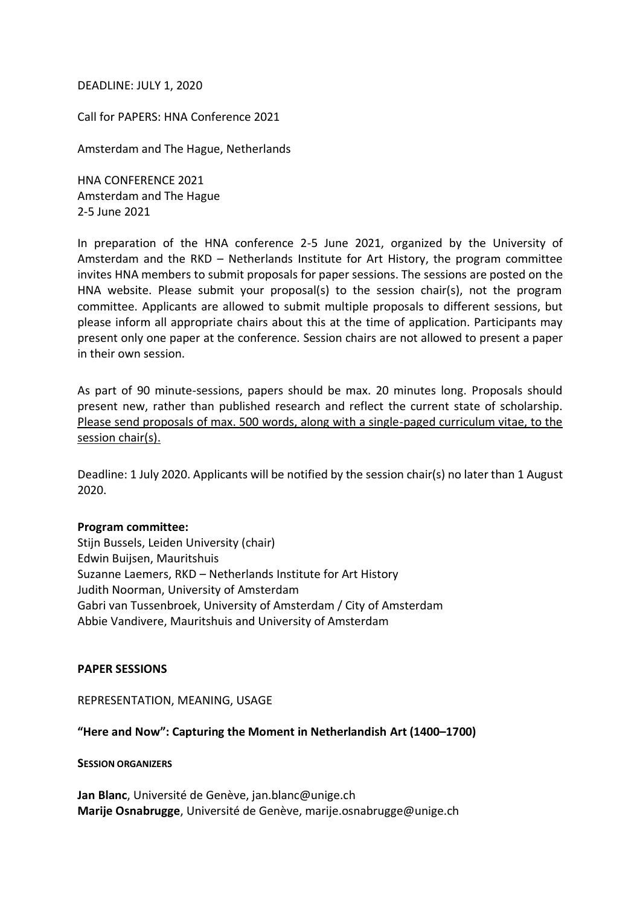DEADLINE: JULY 1, 2020

Call for PAPERS: HNA Conference 2021

Amsterdam and The Hague, Netherlands

HNA CONFERENCE 2021
Amsterdam and The Hague
2-5 June 2021

In preparation of the HNA conference 2-5 June 2021, organized by the University of Amsterdam and the RKD – Netherlands Institute for Art History, the program committee invites HNA members to submit proposals for paper sessions. The sessions are posted on the HNA website. Please submit your proposal(s) to the session chair(s), not the program committee. Applicants are allowed to submit multiple proposals to different sessions, but please inform all appropriate chairs about this at the time of application. Participants may present only one paper at the conference. Session chairs are not allowed to present a paper in their own session.

As part of 90 minute-sessions, papers should be max. 20 minutes long. Proposals should present new, rather than published research and reflect the current state of scholarship. Please send proposals of max. 500 words, along with a single-paged curriculum vitae, to the session chair(s).

Deadline: 1 July 2020. Applicants will be notified by the session chair(s) no later than 1 August 2020.

**Program committee:**
Stijn Bussels, Leiden University (chair)
Edwin Buijsen, Mauritshuis
Suzanne Laemers, RKD – Netherlands Institute for Art History
Judith Noorman, University of Amsterdam
Gabri van Tussenbroek, University of Amsterdam / City of Amsterdam
Abbie Vandivere, Mauritshuis and University of Amsterdam

## PAPER SESSIONS

REPRESENTATION, MEANING, USAGE

### "Here and Now": Capturing the Moment in Netherlandish Art (1400–1700)

**SESSION ORGANIZERS**

**Jan Blanc**, Université de Genève, jan.blanc@unige.ch
**Marije Osnabrugge**, Université de Genève, marije.osnabrugge@unige.ch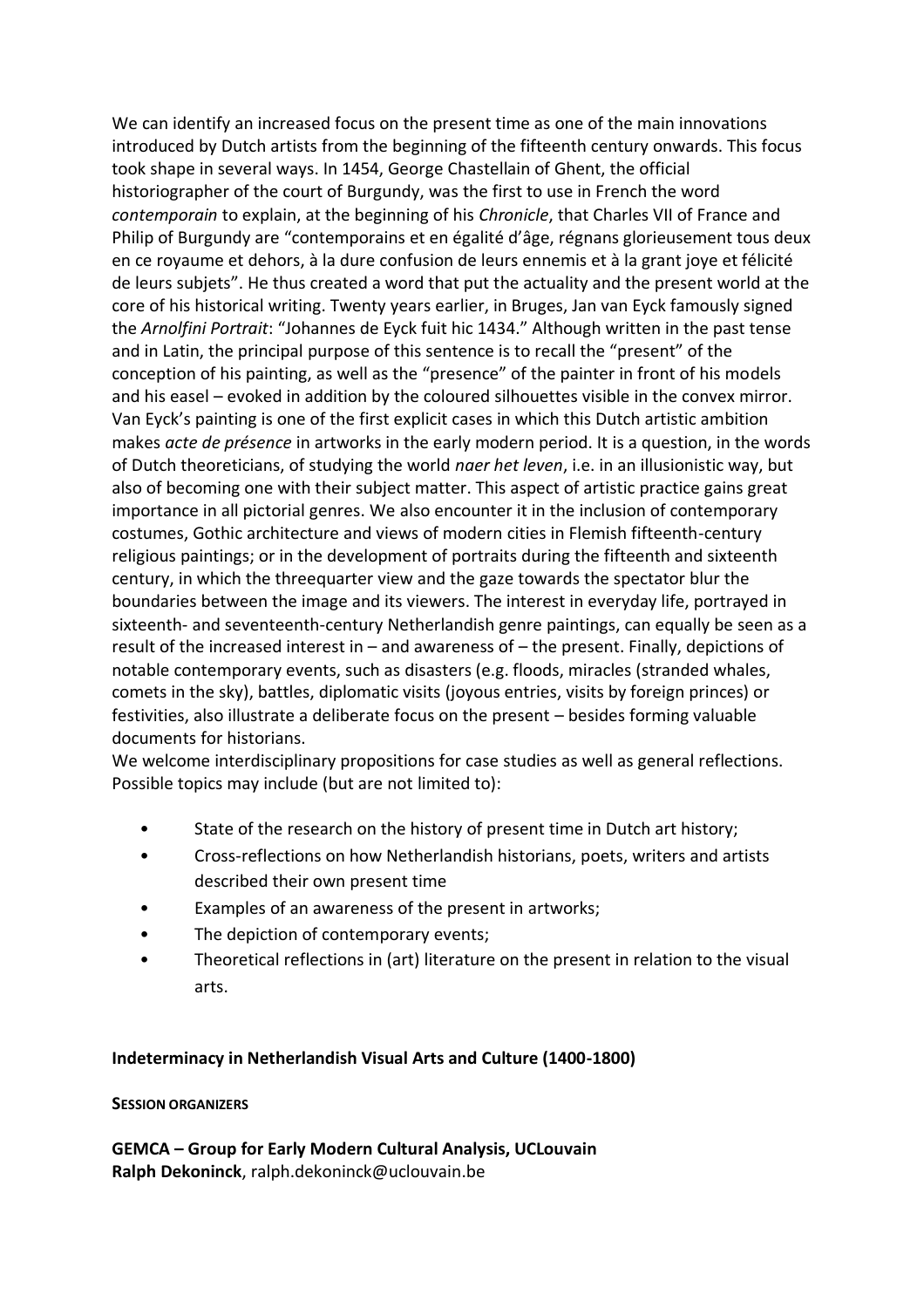We can identify an increased focus on the present time as one of the main innovations introduced by Dutch artists from the beginning of the fifteenth century onwards. This focus took shape in several ways. In 1454, George Chastellain of Ghent, the official historiographer of the court of Burgundy, was the first to use in French the word *contemporain* to explain, at the beginning of his *Chronicle*, that Charles VII of France and Philip of Burgundy are "contemporains et en égalité d'âge, régnans glorieusement tous deux en ce royaume et dehors, à la dure confusion de leurs ennemis et à la grant joye et félicité de leurs subjets". He thus created a word that put the actuality and the present world at the core of his historical writing. Twenty years earlier, in Bruges, Jan van Eyck famously signed the *Arnolfini Portrait*: "Johannes de Eyck fuit hic 1434." Although written in the past tense and in Latin, the principal purpose of this sentence is to recall the "present" of the conception of his painting, as well as the "presence" of the painter in front of his models and his easel – evoked in addition by the coloured silhouettes visible in the convex mirror. Van Eyck's painting is one of the first explicit cases in which this Dutch artistic ambition makes *acte de présence* in artworks in the early modern period. It is a question, in the words of Dutch theoreticians, of studying the world *naer het leven*, i.e. in an illusionistic way, but also of becoming one with their subject matter. This aspect of artistic practice gains great importance in all pictorial genres. We also encounter it in the inclusion of contemporary costumes, Gothic architecture and views of modern cities in Flemish fifteenth-century religious paintings; or in the development of portraits during the fifteenth and sixteenth century, in which the threequarter view and the gaze towards the spectator blur the boundaries between the image and its viewers. The interest in everyday life, portrayed in sixteenth- and seventeenth-century Netherlandish genre paintings, can equally be seen as a result of the increased interest in – and awareness of – the present. Finally, depictions of notable contemporary events, such as disasters (e.g. floods, miracles (stranded whales, comets in the sky), battles, diplomatic visits (joyous entries, visits by foreign princes) or festivities, also illustrate a deliberate focus on the present – besides forming valuable documents for historians.

We welcome interdisciplinary propositions for case studies as well as general reflections. Possible topics may include (but are not limited to):

- State of the research on the history of present time in Dutch art history;
- Cross-reflections on how Netherlandish historians, poets, writers and artists described their own present time
- Examples of an awareness of the present in artworks;
- The depiction of contemporary events;
- Theoretical reflections in (art) literature on the present in relation to the visual arts.

## Indeterminacy in Netherlandish Visual Arts and Culture (1400-1800)

**SESSION ORGANIZERS**

**GEMCA – Group for Early Modern Cultural Analysis, UCLouvain**
**Ralph Dekoninck**, ralph.dekoninck@uclouvain.be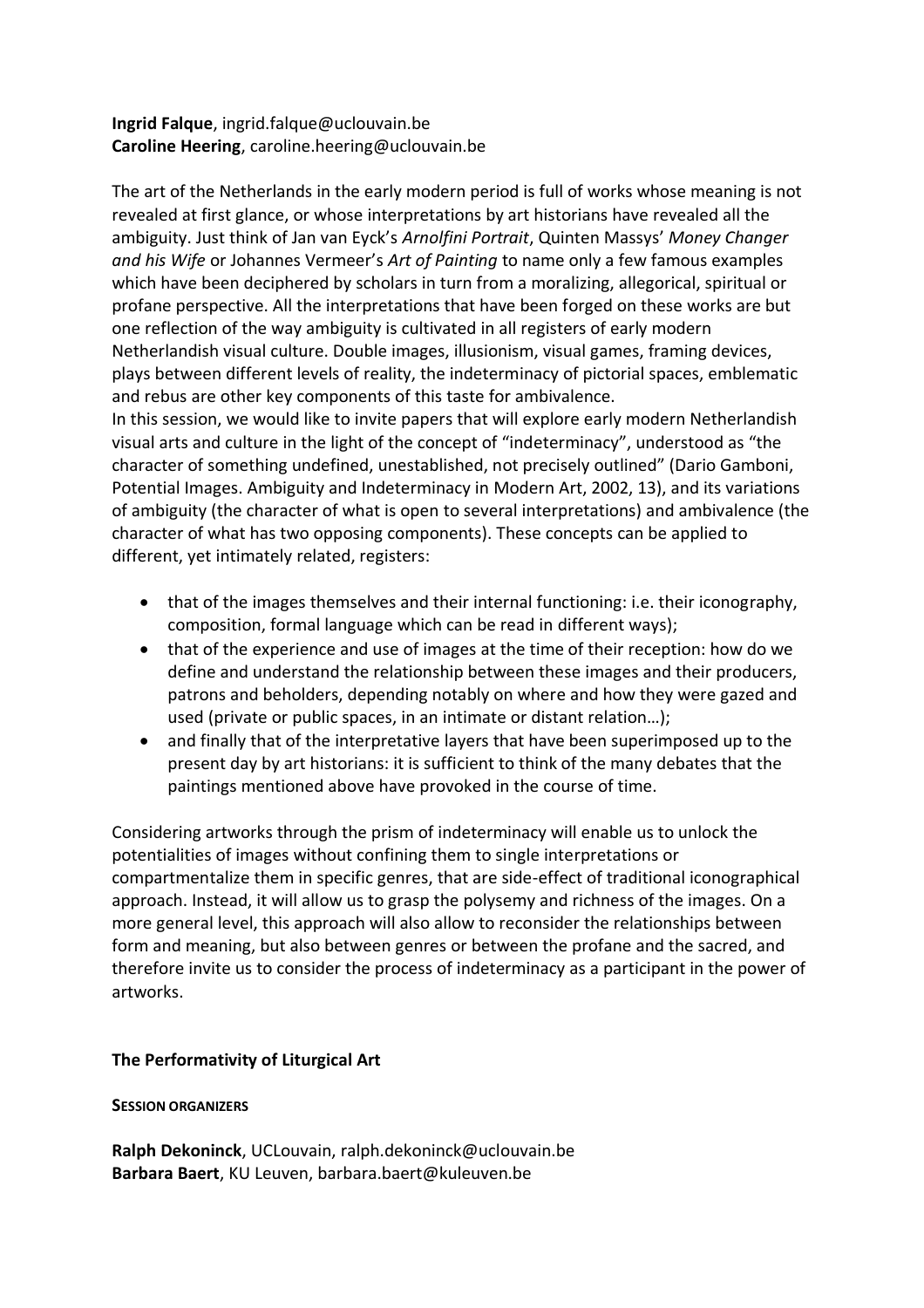**Ingrid Falque**, ingrid.falque@uclouvain.be
**Caroline Heering**, caroline.heering@uclouvain.be

The art of the Netherlands in the early modern period is full of works whose meaning is not revealed at first glance, or whose interpretations by art historians have revealed all the ambiguity. Just think of Jan van Eyck's *Arnolfini Portrait*, Quinten Massys' *Money Changer and his Wife* or Johannes Vermeer's *Art of Painting* to name only a few famous examples which have been deciphered by scholars in turn from a moralizing, allegorical, spiritual or profane perspective. All the interpretations that have been forged on these works are but one reflection of the way ambiguity is cultivated in all registers of early modern Netherlandish visual culture. Double images, illusionism, visual games, framing devices, plays between different levels of reality, the indeterminacy of pictorial spaces, emblematic and rebus are other key components of this taste for ambivalence.
In this session, we would like to invite papers that will explore early modern Netherlandish visual arts and culture in the light of the concept of "indeterminacy", understood as "the character of something undefined, unestablished, not precisely outlined" (Dario Gamboni, Potential Images. Ambiguity and Indeterminacy in Modern Art, 2002, 13), and its variations of ambiguity (the character of what is open to several interpretations) and ambivalence (the character of what has two opposing components). These concepts can be applied to different, yet intimately related, registers:

- that of the images themselves and their internal functioning: i.e. their iconography, composition, formal language which can be read in different ways);
- that of the experience and use of images at the time of their reception: how do we define and understand the relationship between these images and their producers, patrons and beholders, depending notably on where and how they were gazed and used (private or public spaces, in an intimate or distant relation…);
- and finally that of the interpretative layers that have been superimposed up to the present day by art historians: it is sufficient to think of the many debates that the paintings mentioned above have provoked in the course of time.

Considering artworks through the prism of indeterminacy will enable us to unlock the potentialities of images without confining them to single interpretations or compartmentalize them in specific genres, that are side-effect of traditional iconographical approach. Instead, it will allow us to grasp the polysemy and richness of the images. On a more general level, this approach will also allow to reconsider the relationships between form and meaning, but also between genres or between the profane and the sacred, and therefore invite us to consider the process of indeterminacy as a participant in the power of artworks.

## The Performativity of Liturgical Art

**SESSION ORGANIZERS**

**Ralph Dekoninck**, UCLouvain, ralph.dekoninck@uclouvain.be
**Barbara Baert**, KU Leuven, barbara.baert@kuleuven.be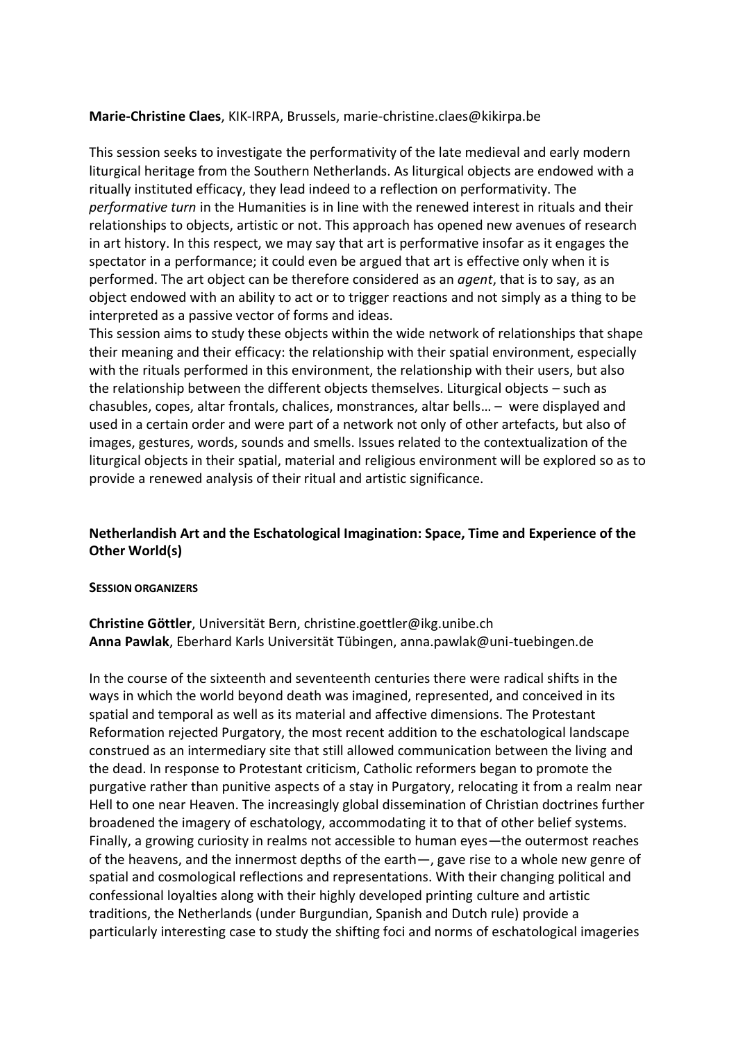**Marie-Christine Claes**, KIK-IRPA, Brussels, marie-christine.claes@kikirpa.be

This session seeks to investigate the performativity of the late medieval and early modern liturgical heritage from the Southern Netherlands. As liturgical objects are endowed with a ritually instituted efficacy, they lead indeed to a reflection on performativity. The *performative turn* in the Humanities is in line with the renewed interest in rituals and their relationships to objects, artistic or not. This approach has opened new avenues of research in art history. In this respect, we may say that art is performative insofar as it engages the spectator in a performance; it could even be argued that art is effective only when it is performed. The art object can be therefore considered as an *agent*, that is to say, as an object endowed with an ability to act or to trigger reactions and not simply as a thing to be interpreted as a passive vector of forms and ideas.

This session aims to study these objects within the wide network of relationships that shape their meaning and their efficacy: the relationship with their spatial environment, especially with the rituals performed in this environment, the relationship with their users, but also the relationship between the different objects themselves. Liturgical objects – such as chasubles, copes, altar frontals, chalices, monstrances, altar bells… – were displayed and used in a certain order and were part of a network not only of other artefacts, but also of images, gestures, words, sounds and smells. Issues related to the contextualization of the liturgical objects in their spatial, material and religious environment will be explored so as to provide a renewed analysis of their ritual and artistic significance.

## Netherlandish Art and the Eschatological Imagination: Space, Time and Experience of the Other World(s)

**SESSION ORGANIZERS**

**Christine Göttler**, Universität Bern, christine.goettler@ikg.unibe.ch
**Anna Pawlak**, Eberhard Karls Universität Tübingen, anna.pawlak@uni-tuebingen.de

In the course of the sixteenth and seventeenth centuries there were radical shifts in the ways in which the world beyond death was imagined, represented, and conceived in its spatial and temporal as well as its material and affective dimensions. The Protestant Reformation rejected Purgatory, the most recent addition to the eschatological landscape construed as an intermediary site that still allowed communication between the living and the dead. In response to Protestant criticism, Catholic reformers began to promote the purgative rather than punitive aspects of a stay in Purgatory, relocating it from a realm near Hell to one near Heaven. The increasingly global dissemination of Christian doctrines further broadened the imagery of eschatology, accommodating it to that of other belief systems. Finally, a growing curiosity in realms not accessible to human eyes—the outermost reaches of the heavens, and the innermost depths of the earth—, gave rise to a whole new genre of spatial and cosmological reflections and representations. With their changing political and confessional loyalties along with their highly developed printing culture and artistic traditions, the Netherlands (under Burgundian, Spanish and Dutch rule) provide a particularly interesting case to study the shifting foci and norms of eschatological imageries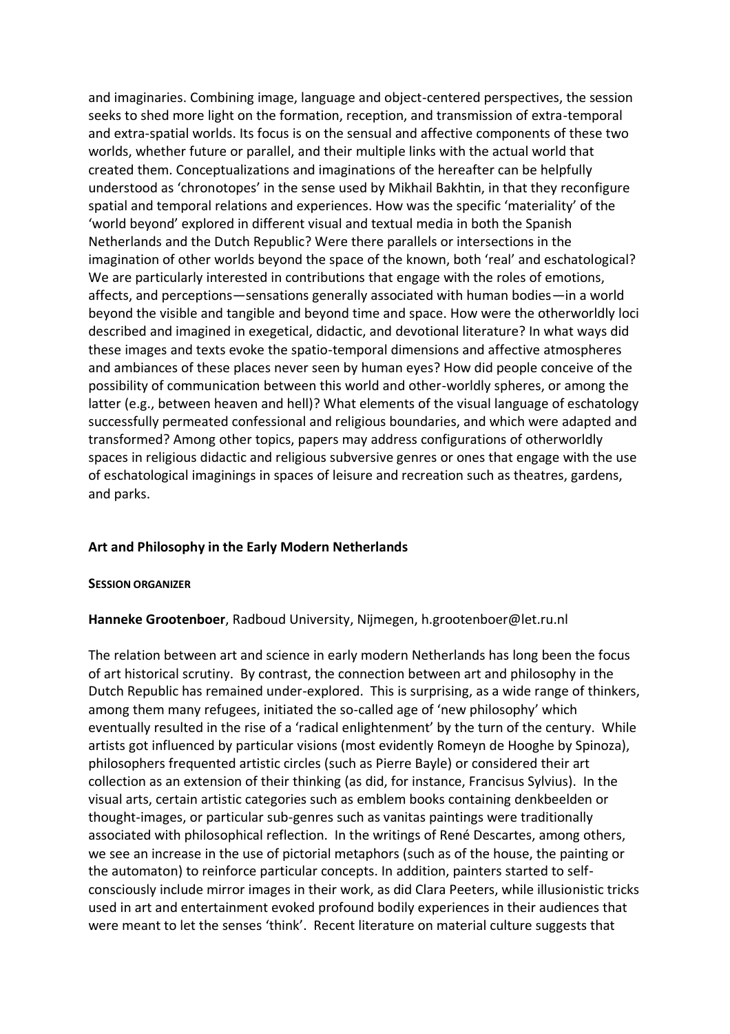and imaginaries. Combining image, language and object-centered perspectives, the session seeks to shed more light on the formation, reception, and transmission of extra-temporal and extra-spatial worlds. Its focus is on the sensual and affective components of these two worlds, whether future or parallel, and their multiple links with the actual world that created them. Conceptualizations and imaginations of the hereafter can be helpfully understood as 'chronotopes' in the sense used by Mikhail Bakhtin, in that they reconfigure spatial and temporal relations and experiences. How was the specific 'materiality' of the 'world beyond' explored in different visual and textual media in both the Spanish Netherlands and the Dutch Republic? Were there parallels or intersections in the imagination of other worlds beyond the space of the known, both 'real' and eschatological? We are particularly interested in contributions that engage with the roles of emotions, affects, and perceptions—sensations generally associated with human bodies—in a world beyond the visible and tangible and beyond time and space. How were the otherworldly loci described and imagined in exegetical, didactic, and devotional literature? In what ways did these images and texts evoke the spatio-temporal dimensions and affective atmospheres and ambiances of these places never seen by human eyes? How did people conceive of the possibility of communication between this world and other-worldly spheres, or among the latter (e.g., between heaven and hell)? What elements of the visual language of eschatology successfully permeated confessional and religious boundaries, and which were adapted and transformed? Among other topics, papers may address configurations of otherworldly spaces in religious didactic and religious subversive genres or ones that engage with the use of eschatological imaginings in spaces of leisure and recreation such as theatres, gardens, and parks.

### Art and Philosophy in the Early Modern Netherlands

**SESSION ORGANIZER**

**Hanneke Grootenboer**, Radboud University, Nijmegen, h.grootenboer@let.ru.nl

The relation between art and science in early modern Netherlands has long been the focus of art historical scrutiny. By contrast, the connection between art and philosophy in the Dutch Republic has remained under-explored. This is surprising, as a wide range of thinkers, among them many refugees, initiated the so-called age of 'new philosophy' which eventually resulted in the rise of a 'radical enlightenment' by the turn of the century. While artists got influenced by particular visions (most evidently Romeyn de Hooghe by Spinoza), philosophers frequented artistic circles (such as Pierre Bayle) or considered their art collection as an extension of their thinking (as did, for instance, Francisus Sylvius). In the visual arts, certain artistic categories such as emblem books containing denkbeelden or thought-images, or particular sub-genres such as vanitas paintings were traditionally associated with philosophical reflection. In the writings of René Descartes, among others, we see an increase in the use of pictorial metaphors (such as of the house, the painting or the automaton) to reinforce particular concepts. In addition, painters started to self-consciously include mirror images in their work, as did Clara Peeters, while illusionistic tricks used in art and entertainment evoked profound bodily experiences in their audiences that were meant to let the senses 'think'. Recent literature on material culture suggests that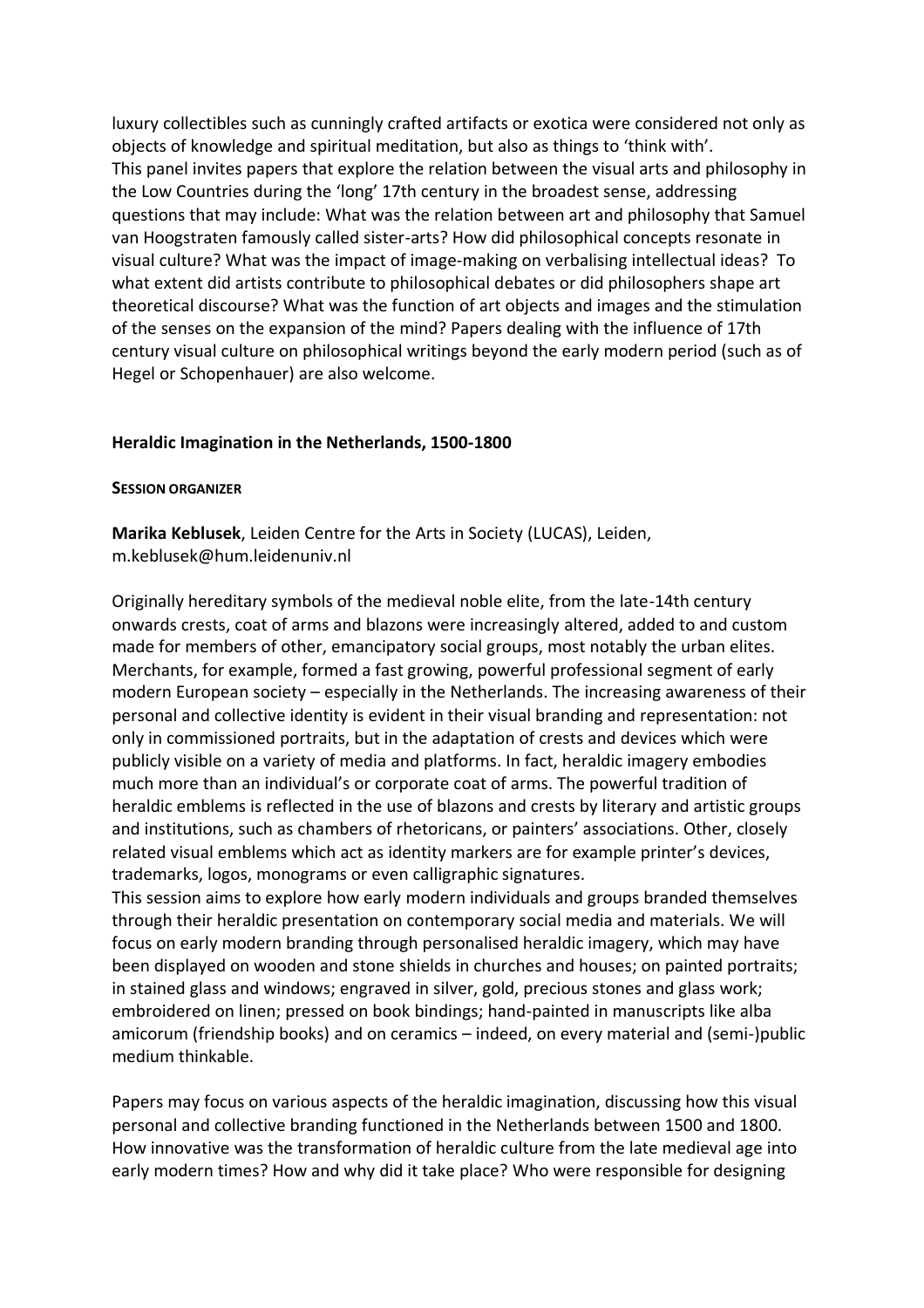luxury collectibles such as cunningly crafted artifacts or exotica were considered not only as objects of knowledge and spiritual meditation, but also as things to 'think with'.
This panel invites papers that explore the relation between the visual arts and philosophy in the Low Countries during the 'long' 17th century in the broadest sense, addressing questions that may include: What was the relation between art and philosophy that Samuel van Hoogstraten famously called sister-arts? How did philosophical concepts resonate in visual culture? What was the impact of image-making on verbalising intellectual ideas? To what extent did artists contribute to philosophical debates or did philosophers shape art theoretical discourse? What was the function of art objects and images and the stimulation of the senses on the expansion of the mind? Papers dealing with the influence of 17th century visual culture on philosophical writings beyond the early modern period (such as of Hegel or Schopenhauer) are also welcome.

## Heraldic Imagination in the Netherlands, 1500-1800

**SESSION ORGANIZER**

**Marika Keblusek**, Leiden Centre for the Arts in Society (LUCAS), Leiden, m.keblusek@hum.leidenuniv.nl

Originally hereditary symbols of the medieval noble elite, from the late-14th century onwards crests, coat of arms and blazons were increasingly altered, added to and custom made for members of other, emancipatory social groups, most notably the urban elites. Merchants, for example, formed a fast growing, powerful professional segment of early modern European society – especially in the Netherlands. The increasing awareness of their personal and collective identity is evident in their visual branding and representation: not only in commissioned portraits, but in the adaptation of crests and devices which were publicly visible on a variety of media and platforms. In fact, heraldic imagery embodies much more than an individual's or corporate coat of arms. The powerful tradition of heraldic emblems is reflected in the use of blazons and crests by literary and artistic groups and institutions, such as chambers of rhetoricans, or painters' associations. Other, closely related visual emblems which act as identity markers are for example printer's devices, trademarks, logos, monograms or even calligraphic signatures.
This session aims to explore how early modern individuals and groups branded themselves through their heraldic presentation on contemporary social media and materials. We will focus on early modern branding through personalised heraldic imagery, which may have been displayed on wooden and stone shields in churches and houses; on painted portraits; in stained glass and windows; engraved in silver, gold, precious stones and glass work; embroidered on linen; pressed on book bindings; hand-painted in manuscripts like alba amicorum (friendship books) and on ceramics – indeed, on every material and (semi-)public medium thinkable.

Papers may focus on various aspects of the heraldic imagination, discussing how this visual personal and collective branding functioned in the Netherlands between 1500 and 1800. How innovative was the transformation of heraldic culture from the late medieval age into early modern times? How and why did it take place? Who were responsible for designing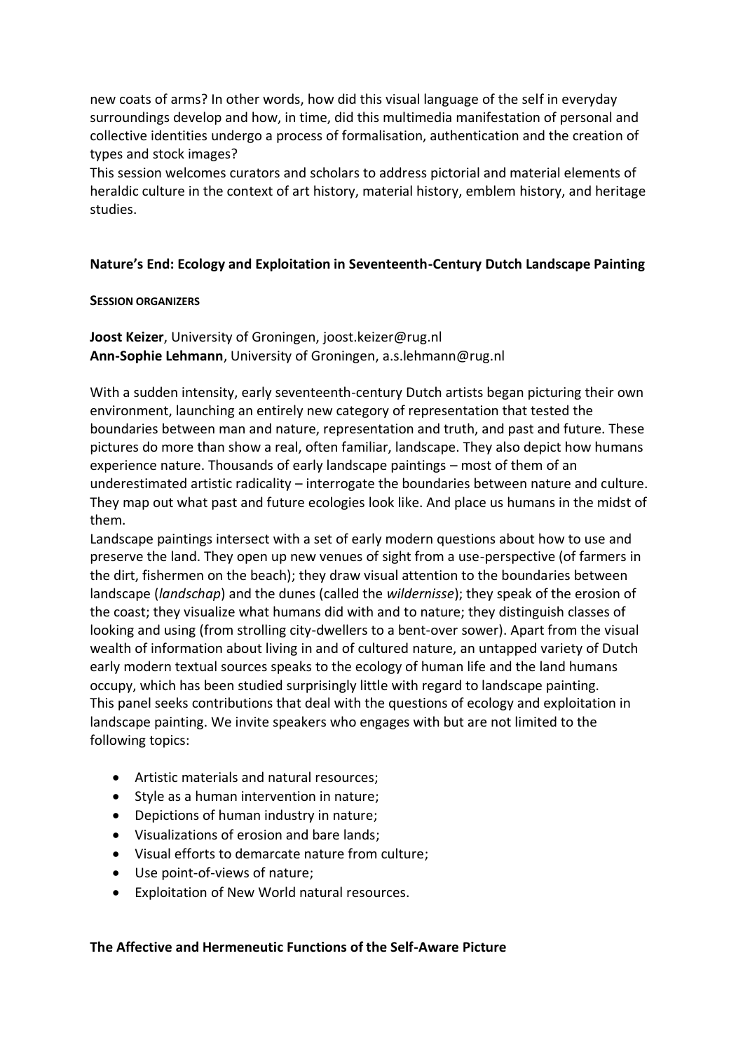new coats of arms? In other words, how did this visual language of the self in everyday surroundings develop and how, in time, did this multimedia manifestation of personal and collective identities undergo a process of formalisation, authentication and the creation of types and stock images?
This session welcomes curators and scholars to address pictorial and material elements of heraldic culture in the context of art history, material history, emblem history, and heritage studies.

## Nature's End: Ecology and Exploitation in Seventeenth-Century Dutch Landscape Painting

**SESSION ORGANIZERS**

**Joost Keizer**, University of Groningen, joost.keizer@rug.nl
**Ann-Sophie Lehmann**, University of Groningen, a.s.lehmann@rug.nl

With a sudden intensity, early seventeenth-century Dutch artists began picturing their own environment, launching an entirely new category of representation that tested the boundaries between man and nature, representation and truth, and past and future. These pictures do more than show a real, often familiar, landscape. They also depict how humans experience nature. Thousands of early landscape paintings – most of them of an underestimated artistic radicality – interrogate the boundaries between nature and culture. They map out what past and future ecologies look like. And place us humans in the midst of them.
Landscape paintings intersect with a set of early modern questions about how to use and preserve the land. They open up new venues of sight from a use-perspective (of farmers in the dirt, fishermen on the beach); they draw visual attention to the boundaries between landscape (*landschap*) and the dunes (called the *wildernisse*); they speak of the erosion of the coast; they visualize what humans did with and to nature; they distinguish classes of looking and using (from strolling city-dwellers to a bent-over sower). Apart from the visual wealth of information about living in and of cultured nature, an untapped variety of Dutch early modern textual sources speaks to the ecology of human life and the land humans occupy, which has been studied surprisingly little with regard to landscape painting.
This panel seeks contributions that deal with the questions of ecology and exploitation in landscape painting. We invite speakers who engages with but are not limited to the following topics:

- Artistic materials and natural resources;
- Style as a human intervention in nature;
- Depictions of human industry in nature;
- Visualizations of erosion and bare lands;
- Visual efforts to demarcate nature from culture;
- Use point-of-views of nature;
- Exploitation of New World natural resources.

## The Affective and Hermeneutic Functions of the Self-Aware Picture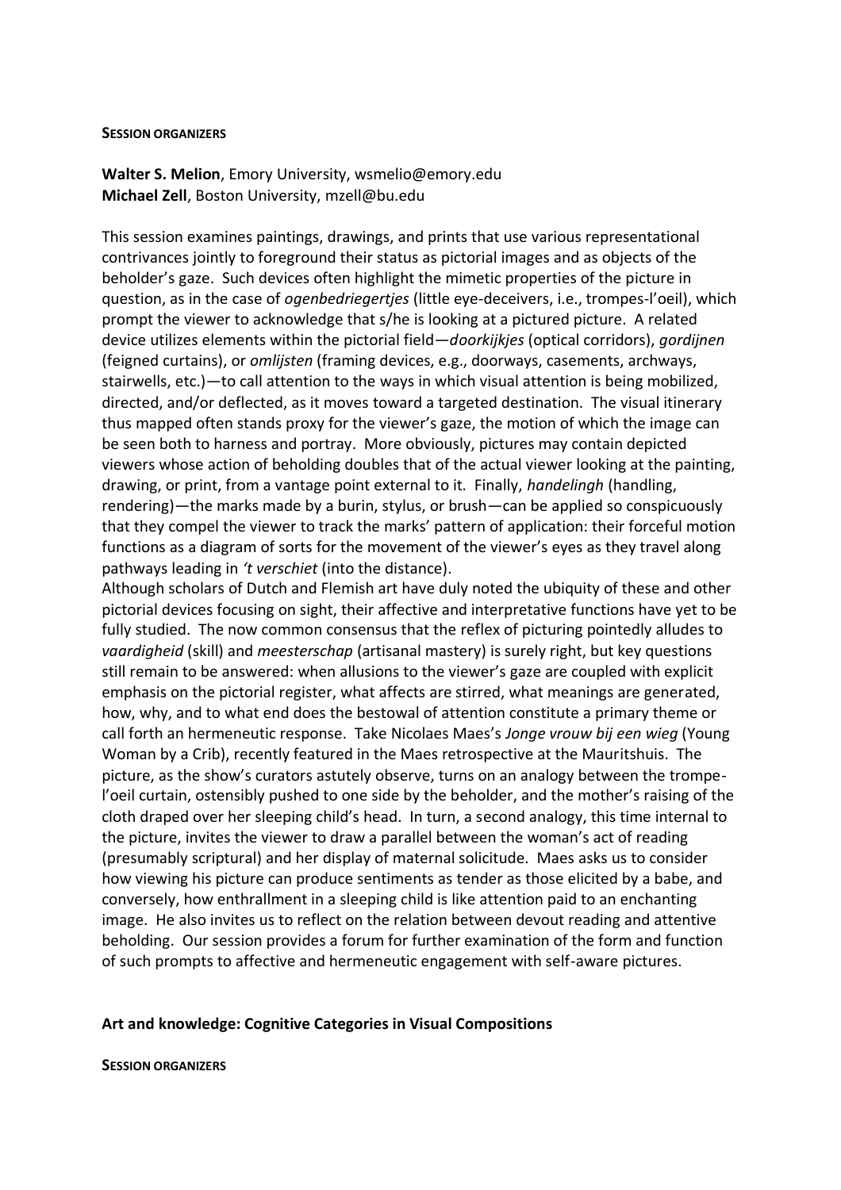**SESSION ORGANIZERS**

**Walter S. Melion**, Emory University, wsmelio@emory.edu
**Michael Zell**, Boston University, mzell@bu.edu

This session examines paintings, drawings, and prints that use various representational contrivances jointly to foreground their status as pictorial images and as objects of the beholder's gaze. Such devices often highlight the mimetic properties of the picture in question, as in the case of *ogenbedriegertjes* (little eye-deceivers, i.e., trompes-l'oeil), which prompt the viewer to acknowledge that s/he is looking at a pictured picture. A related device utilizes elements within the pictorial field—*doorkijkjes* (optical corridors), *gordijnen* (feigned curtains), or *omlijsten* (framing devices, e.g., doorways, casements, archways, stairwells, etc.)—to call attention to the ways in which visual attention is being mobilized, directed, and/or deflected, as it moves toward a targeted destination. The visual itinerary thus mapped often stands proxy for the viewer's gaze, the motion of which the image can be seen both to harness and portray. More obviously, pictures may contain depicted viewers whose action of beholding doubles that of the actual viewer looking at the painting, drawing, or print, from a vantage point external to it. Finally, *handelingh* (handling, rendering)—the marks made by a burin, stylus, or brush—can be applied so conspicuously that they compel the viewer to track the marks' pattern of application: their forceful motion functions as a diagram of sorts for the movement of the viewer's eyes as they travel along pathways leading in *'t verschiet* (into the distance).

Although scholars of Dutch and Flemish art have duly noted the ubiquity of these and other pictorial devices focusing on sight, their affective and interpretative functions have yet to be fully studied. The now common consensus that the reflex of picturing pointedly alludes to *vaardigheid* (skill) and *meesterschap* (artisanal mastery) is surely right, but key questions still remain to be answered: when allusions to the viewer's gaze are coupled with explicit emphasis on the pictorial register, what affects are stirred, what meanings are generated, how, why, and to what end does the bestowal of attention constitute a primary theme or call forth an hermeneutic response. Take Nicolaes Maes's *Jonge vrouw bij een wieg* (Young Woman by a Crib), recently featured in the Maes retrospective at the Mauritshuis. The picture, as the show's curators astutely observe, turns on an analogy between the trompe-l'oeil curtain, ostensibly pushed to one side by the beholder, and the mother's raising of the cloth draped over her sleeping child's head. In turn, a second analogy, this time internal to the picture, invites the viewer to draw a parallel between the woman's act of reading (presumably scriptural) and her display of maternal solicitude. Maes asks us to consider how viewing his picture can produce sentiments as tender as those elicited by a babe, and conversely, how enthrallment in a sleeping child is like attention paid to an enchanting image. He also invites us to reflect on the relation between devout reading and attentive beholding. Our session provides a forum for further examination of the form and function of such prompts to affective and hermeneutic engagement with self-aware pictures.

## Art and knowledge: Cognitive Categories in Visual Compositions

**SESSION ORGANIZERS**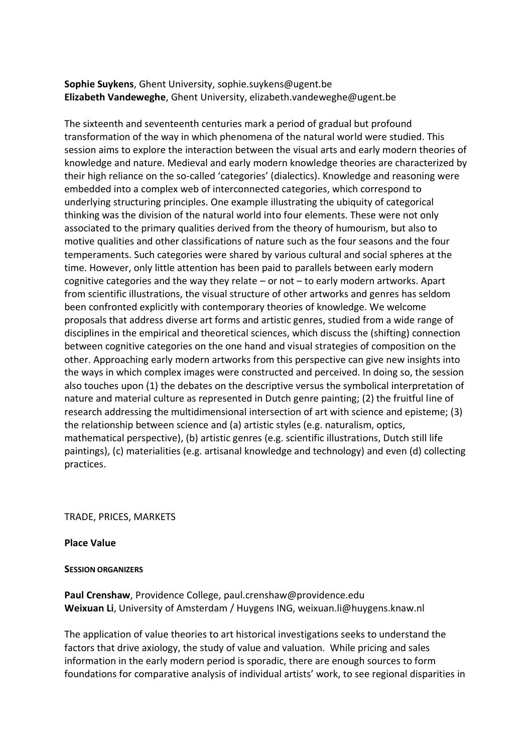**Sophie Suykens**, Ghent University, sophie.suykens@ugent.be
**Elizabeth Vandeweghe**, Ghent University, elizabeth.vandeweghe@ugent.be

The sixteenth and seventeenth centuries mark a period of gradual but profound transformation of the way in which phenomena of the natural world were studied. This session aims to explore the interaction between the visual arts and early modern theories of knowledge and nature. Medieval and early modern knowledge theories are characterized by their high reliance on the so-called 'categories' (dialectics). Knowledge and reasoning were embedded into a complex web of interconnected categories, which correspond to underlying structuring principles. One example illustrating the ubiquity of categorical thinking was the division of the natural world into four elements. These were not only associated to the primary qualities derived from the theory of humourism, but also to motive qualities and other classifications of nature such as the four seasons and the four temperaments. Such categories were shared by various cultural and social spheres at the time. However, only little attention has been paid to parallels between early modern cognitive categories and the way they relate – or not – to early modern artworks. Apart from scientific illustrations, the visual structure of other artworks and genres has seldom been confronted explicitly with contemporary theories of knowledge. We welcome proposals that address diverse art forms and artistic genres, studied from a wide range of disciplines in the empirical and theoretical sciences, which discuss the (shifting) connection between cognitive categories on the one hand and visual strategies of composition on the other. Approaching early modern artworks from this perspective can give new insights into the ways in which complex images were constructed and perceived. In doing so, the session also touches upon (1) the debates on the descriptive versus the symbolical interpretation of nature and material culture as represented in Dutch genre painting; (2) the fruitful line of research addressing the multidimensional intersection of art with science and episteme; (3) the relationship between science and (a) artistic styles (e.g. naturalism, optics, mathematical perspective), (b) artistic genres (e.g. scientific illustrations, Dutch still life paintings), (c) materialities (e.g. artisanal knowledge and technology) and even (d) collecting practices.

TRADE, PRICES, MARKETS

**Place Value**

**SESSION ORGANIZERS**

**Paul Crenshaw**, Providence College, paul.crenshaw@providence.edu
**Weixuan Li**, University of Amsterdam / Huygens ING, weixuan.li@huygens.knaw.nl

The application of value theories to art historical investigations seeks to understand the factors that drive axiology, the study of value and valuation. While pricing and sales information in the early modern period is sporadic, there are enough sources to form foundations for comparative analysis of individual artists' work, to see regional disparities in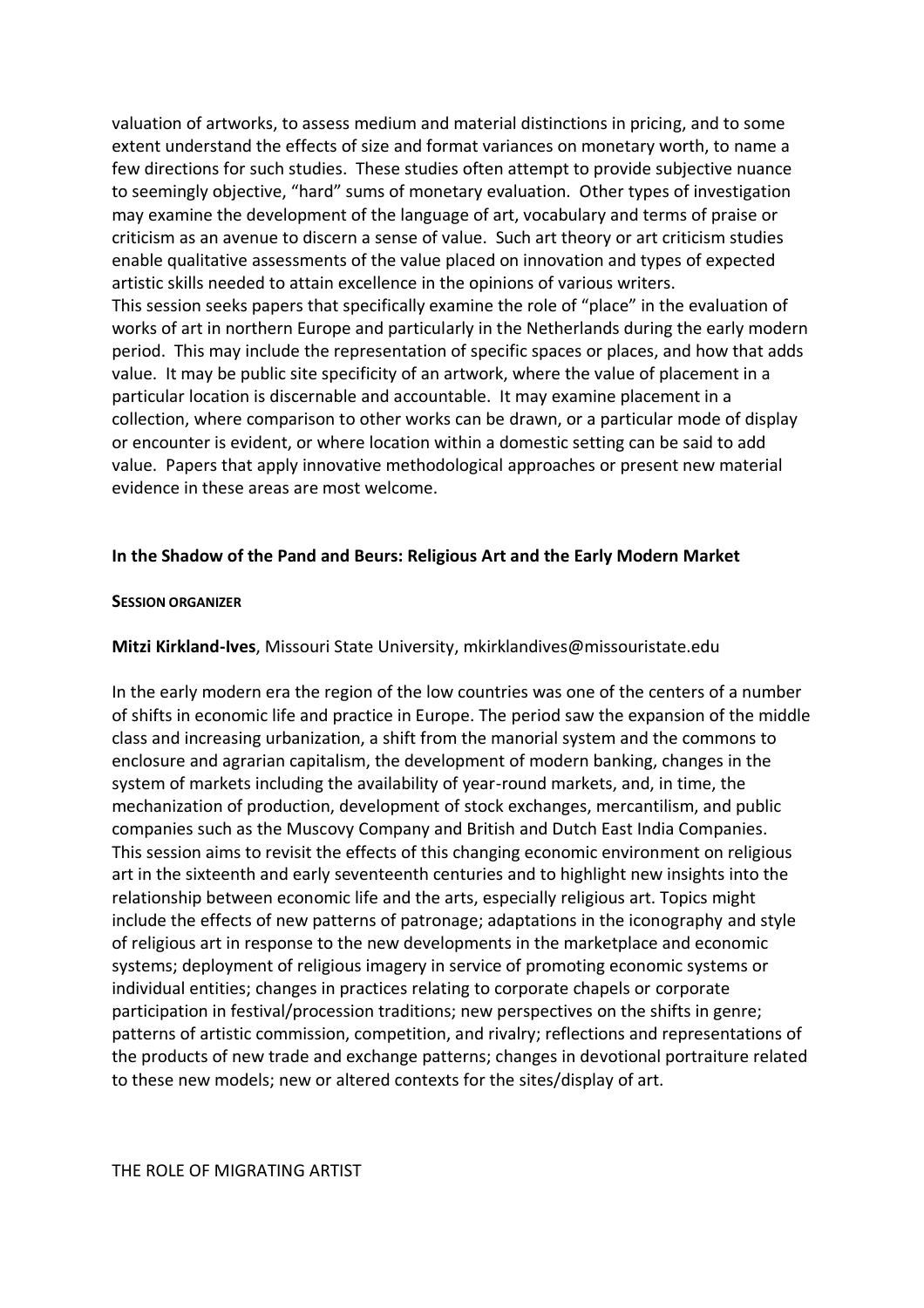valuation of artworks, to assess medium and material distinctions in pricing, and to some extent understand the effects of size and format variances on monetary worth, to name a few directions for such studies. These studies often attempt to provide subjective nuance to seemingly objective, "hard" sums of monetary evaluation. Other types of investigation may examine the development of the language of art, vocabulary and terms of praise or criticism as an avenue to discern a sense of value. Such art theory or art criticism studies enable qualitative assessments of the value placed on innovation and types of expected artistic skills needed to attain excellence in the opinions of various writers.
This session seeks papers that specifically examine the role of "place" in the evaluation of works of art in northern Europe and particularly in the Netherlands during the early modern period. This may include the representation of specific spaces or places, and how that adds value. It may be public site specificity of an artwork, where the value of placement in a particular location is discernable and accountable. It may examine placement in a collection, where comparison to other works can be drawn, or a particular mode of display or encounter is evident, or where location within a domestic setting can be said to add value. Papers that apply innovative methodological approaches or present new material evidence in these areas are most welcome.

**In the Shadow of the Pand and Beurs: Religious Art and the Early Modern Market**

**SESSION ORGANIZER**

**Mitzi Kirkland-Ives**, Missouri State University, mkirklandives@missouristate.edu

In the early modern era the region of the low countries was one of the centers of a number of shifts in economic life and practice in Europe. The period saw the expansion of the middle class and increasing urbanization, a shift from the manorial system and the commons to enclosure and agrarian capitalism, the development of modern banking, changes in the system of markets including the availability of year-round markets, and, in time, the mechanization of production, development of stock exchanges, mercantilism, and public companies such as the Muscovy Company and British and Dutch East India Companies. This session aims to revisit the effects of this changing economic environment on religious art in the sixteenth and early seventeenth centuries and to highlight new insights into the relationship between economic life and the arts, especially religious art. Topics might include the effects of new patterns of patronage; adaptations in the iconography and style of religious art in response to the new developments in the marketplace and economic systems; deployment of religious imagery in service of promoting economic systems or individual entities; changes in practices relating to corporate chapels or corporate participation in festival/procession traditions; new perspectives on the shifts in genre; patterns of artistic commission, competition, and rivalry; reflections and representations of the products of new trade and exchange patterns; changes in devotional portraiture related to these new models; new or altered contexts for the sites/display of art.

THE ROLE OF MIGRATING ARTIST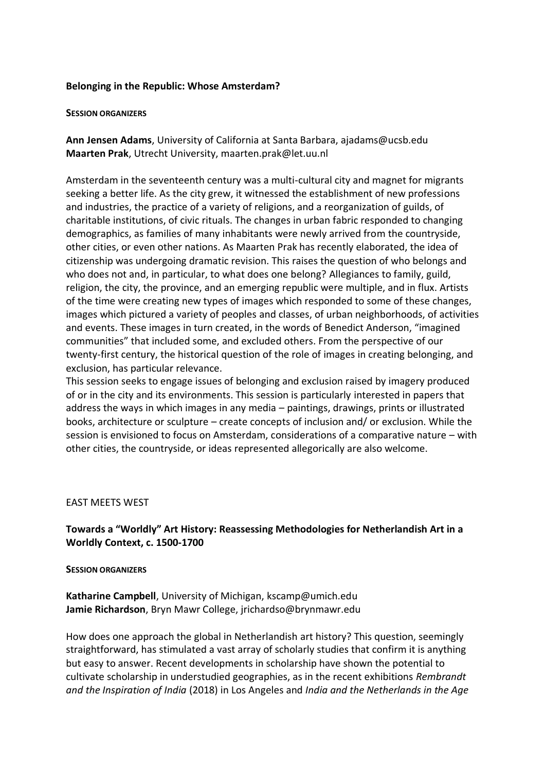**Belonging in the Republic: Whose Amsterdam?**

**SESSION ORGANIZERS**

**Ann Jensen Adams**, University of California at Santa Barbara, ajadams@ucsb.edu
**Maarten Prak**, Utrecht University, maarten.prak@let.uu.nl

Amsterdam in the seventeenth century was a multi-cultural city and magnet for migrants seeking a better life. As the city grew, it witnessed the establishment of new professions and industries, the practice of a variety of religions, and a reorganization of guilds, of charitable institutions, of civic rituals. The changes in urban fabric responded to changing demographics, as families of many inhabitants were newly arrived from the countryside, other cities, or even other nations. As Maarten Prak has recently elaborated, the idea of citizenship was undergoing dramatic revision. This raises the question of who belongs and who does not and, in particular, to what does one belong? Allegiances to family, guild, religion, the city, the province, and an emerging republic were multiple, and in flux. Artists of the time were creating new types of images which responded to some of these changes, images which pictured a variety of peoples and classes, of urban neighborhoods, of activities and events. These images in turn created, in the words of Benedict Anderson, "imagined communities" that included some, and excluded others. From the perspective of our twenty-first century, the historical question of the role of images in creating belonging, and exclusion, has particular relevance.

This session seeks to engage issues of belonging and exclusion raised by imagery produced of or in the city and its environments. This session is particularly interested in papers that address the ways in which images in any media – paintings, drawings, prints or illustrated books, architecture or sculpture – create concepts of inclusion and/ or exclusion. While the session is envisioned to focus on Amsterdam, considerations of a comparative nature – with other cities, the countryside, or ideas represented allegorically are also welcome.

EAST MEETS WEST

**Towards a "Worldly" Art History: Reassessing Methodologies for Netherlandish Art in a Worldly Context, c. 1500-1700**

**SESSION ORGANIZERS**

**Katharine Campbell**, University of Michigan, kscamp@umich.edu
**Jamie Richardson**, Bryn Mawr College, jrichardso@brynmawr.edu

How does one approach the global in Netherlandish art history? This question, seemingly straightforward, has stimulated a vast array of scholarly studies that confirm it is anything but easy to answer. Recent developments in scholarship have shown the potential to cultivate scholarship in understudied geographies, as in the recent exhibitions *Rembrandt and the Inspiration of India* (2018) in Los Angeles and *India and the Netherlands in the Age*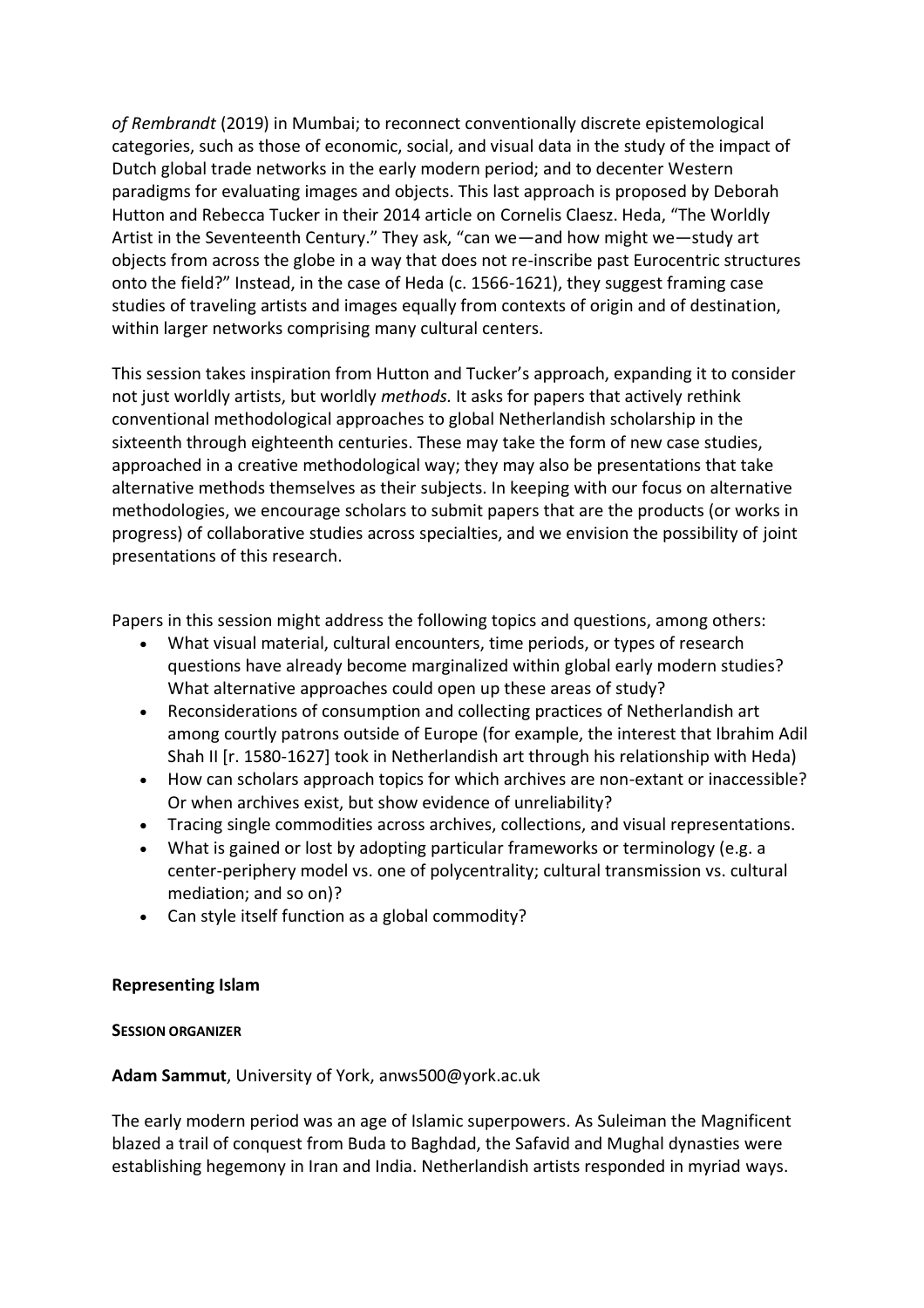*of Rembrandt* (2019) in Mumbai; to reconnect conventionally discrete epistemological categories, such as those of economic, social, and visual data in the study of the impact of Dutch global trade networks in the early modern period; and to decenter Western paradigms for evaluating images and objects. This last approach is proposed by Deborah Hutton and Rebecca Tucker in their 2014 article on Cornelis Claesz. Heda, "The Worldly Artist in the Seventeenth Century." They ask, "can we—and how might we—study art objects from across the globe in a way that does not re-inscribe past Eurocentric structures onto the field?" Instead, in the case of Heda (c. 1566-1621), they suggest framing case studies of traveling artists and images equally from contexts of origin and of destination, within larger networks comprising many cultural centers.

This session takes inspiration from Hutton and Tucker's approach, expanding it to consider not just worldly artists, but worldly *methods.* It asks for papers that actively rethink conventional methodological approaches to global Netherlandish scholarship in the sixteenth through eighteenth centuries. These may take the form of new case studies, approached in a creative methodological way; they may also be presentations that take alternative methods themselves as their subjects. In keeping with our focus on alternative methodologies, we encourage scholars to submit papers that are the products (or works in progress) of collaborative studies across specialties, and we envision the possibility of joint presentations of this research.

Papers in this session might address the following topics and questions, among others:

- What visual material, cultural encounters, time periods, or types of research questions have already become marginalized within global early modern studies? What alternative approaches could open up these areas of study?
- Reconsiderations of consumption and collecting practices of Netherlandish art among courtly patrons outside of Europe (for example, the interest that Ibrahim Adil Shah II [r. 1580-1627] took in Netherlandish art through his relationship with Heda)
- How can scholars approach topics for which archives are non-extant or inaccessible? Or when archives exist, but show evidence of unreliability?
- Tracing single commodities across archives, collections, and visual representations.
- What is gained or lost by adopting particular frameworks or terminology (e.g. a center-periphery model vs. one of polycentrality; cultural transmission vs. cultural mediation; and so on)?
- Can style itself function as a global commodity?

## Representing Islam

**SESSION ORGANIZER**

**Adam Sammut**, University of York, anws500@york.ac.uk

The early modern period was an age of Islamic superpowers. As Suleiman the Magnificent blazed a trail of conquest from Buda to Baghdad, the Safavid and Mughal dynasties were establishing hegemony in Iran and India. Netherlandish artists responded in myriad ways.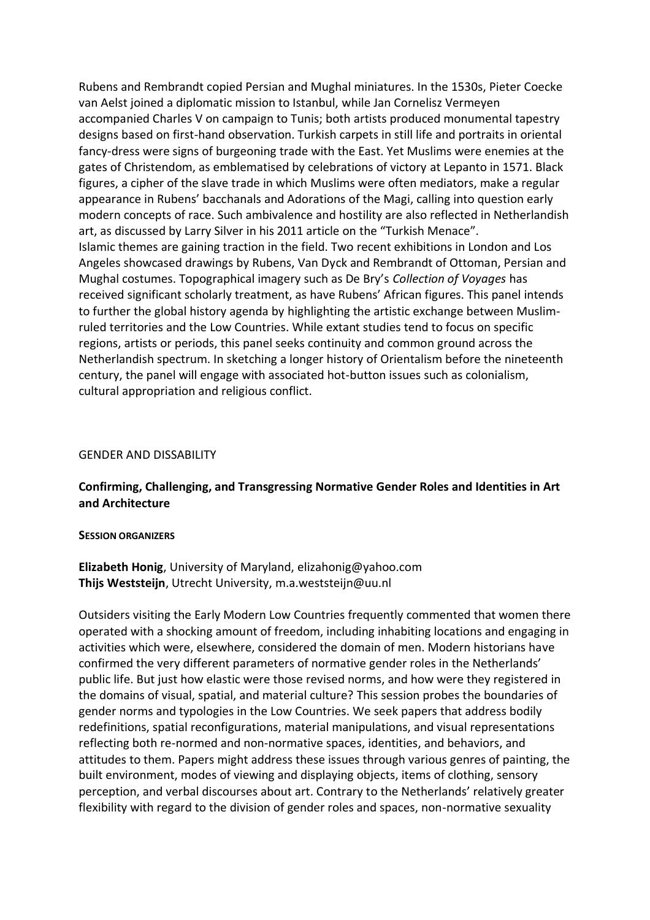Rubens and Rembrandt copied Persian and Mughal miniatures. In the 1530s, Pieter Coecke van Aelst joined a diplomatic mission to Istanbul, while Jan Cornelisz Vermeyen accompanied Charles V on campaign to Tunis; both artists produced monumental tapestry designs based on first-hand observation. Turkish carpets in still life and portraits in oriental fancy-dress were signs of burgeoning trade with the East. Yet Muslims were enemies at the gates of Christendom, as emblematised by celebrations of victory at Lepanto in 1571. Black figures, a cipher of the slave trade in which Muslims were often mediators, make a regular appearance in Rubens' bacchanals and Adorations of the Magi, calling into question early modern concepts of race. Such ambivalence and hostility are also reflected in Netherlandish art, as discussed by Larry Silver in his 2011 article on the "Turkish Menace".
Islamic themes are gaining traction in the field. Two recent exhibitions in London and Los Angeles showcased drawings by Rubens, Van Dyck and Rembrandt of Ottoman, Persian and Mughal costumes. Topographical imagery such as De Bry's *Collection of Voyages* has received significant scholarly treatment, as have Rubens' African figures. This panel intends to further the global history agenda by highlighting the artistic exchange between Muslim-ruled territories and the Low Countries. While extant studies tend to focus on specific regions, artists or periods, this panel seeks continuity and common ground across the Netherlandish spectrum. In sketching a longer history of Orientalism before the nineteenth century, the panel will engage with associated hot-button issues such as colonialism, cultural appropriation and religious conflict.

GENDER AND DISSABILITY

## Confirming, Challenging, and Transgressing Normative Gender Roles and Identities in Art and Architecture

**SESSION ORGANIZERS**

**Elizabeth Honig**, University of Maryland, elizahonig@yahoo.com
**Thijs Weststeijn**, Utrecht University, m.a.weststeijn@uu.nl

Outsiders visiting the Early Modern Low Countries frequently commented that women there operated with a shocking amount of freedom, including inhabiting locations and engaging in activities which were, elsewhere, considered the domain of men. Modern historians have confirmed the very different parameters of normative gender roles in the Netherlands' public life. But just how elastic were those revised norms, and how were they registered in the domains of visual, spatial, and material culture? This session probes the boundaries of gender norms and typologies in the Low Countries. We seek papers that address bodily redefinitions, spatial reconfigurations, material manipulations, and visual representations reflecting both re-normed and non-normative spaces, identities, and behaviors, and attitudes to them. Papers might address these issues through various genres of painting, the built environment, modes of viewing and displaying objects, items of clothing, sensory perception, and verbal discourses about art. Contrary to the Netherlands' relatively greater flexibility with regard to the division of gender roles and spaces, non-normative sexuality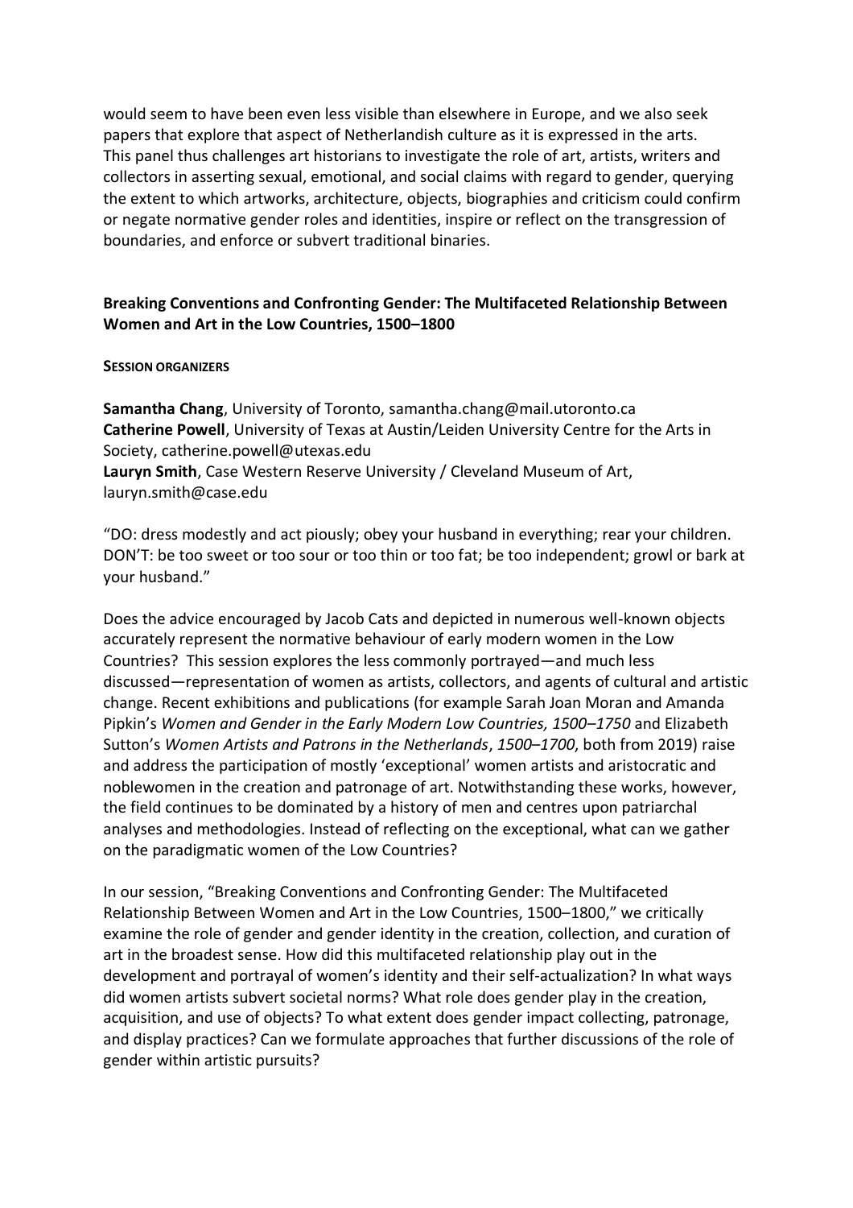would seem to have been even less visible than elsewhere in Europe, and we also seek papers that explore that aspect of Netherlandish culture as it is expressed in the arts. This panel thus challenges art historians to investigate the role of art, artists, writers and collectors in asserting sexual, emotional, and social claims with regard to gender, querying the extent to which artworks, architecture, objects, biographies and criticism could confirm or negate normative gender roles and identities, inspire or reflect on the transgression of boundaries, and enforce or subvert traditional binaries.

## Breaking Conventions and Confronting Gender: The Multifaceted Relationship Between Women and Art in the Low Countries, 1500–1800

**SESSION ORGANIZERS**

**Samantha Chang**, University of Toronto, samantha.chang@mail.utoronto.ca
**Catherine Powell**, University of Texas at Austin/Leiden University Centre for the Arts in Society, catherine.powell@utexas.edu
**Lauryn Smith**, Case Western Reserve University / Cleveland Museum of Art, lauryn.smith@case.edu

"DO: dress modestly and act piously; obey your husband in everything; rear your children. DON'T: be too sweet or too sour or too thin or too fat; be too independent; growl or bark at your husband."

Does the advice encouraged by Jacob Cats and depicted in numerous well-known objects accurately represent the normative behaviour of early modern women in the Low Countries? This session explores the less commonly portrayed—and much less discussed—representation of women as artists, collectors, and agents of cultural and artistic change. Recent exhibitions and publications (for example Sarah Joan Moran and Amanda Pipkin's *Women and Gender in the Early Modern Low Countries, 1500–1750* and Elizabeth Sutton's *Women Artists and Patrons in the Netherlands*, *1500–1700*, both from 2019) raise and address the participation of mostly 'exceptional' women artists and aristocratic and noblewomen in the creation and patronage of art. Notwithstanding these works, however, the field continues to be dominated by a history of men and centres upon patriarchal analyses and methodologies. Instead of reflecting on the exceptional, what can we gather on the paradigmatic women of the Low Countries?

In our session, "Breaking Conventions and Confronting Gender: The Multifaceted Relationship Between Women and Art in the Low Countries, 1500–1800," we critically examine the role of gender and gender identity in the creation, collection, and curation of art in the broadest sense. How did this multifaceted relationship play out in the development and portrayal of women's identity and their self-actualization? In what ways did women artists subvert societal norms? What role does gender play in the creation, acquisition, and use of objects? To what extent does gender impact collecting, patronage, and display practices? Can we formulate approaches that further discussions of the role of gender within artistic pursuits?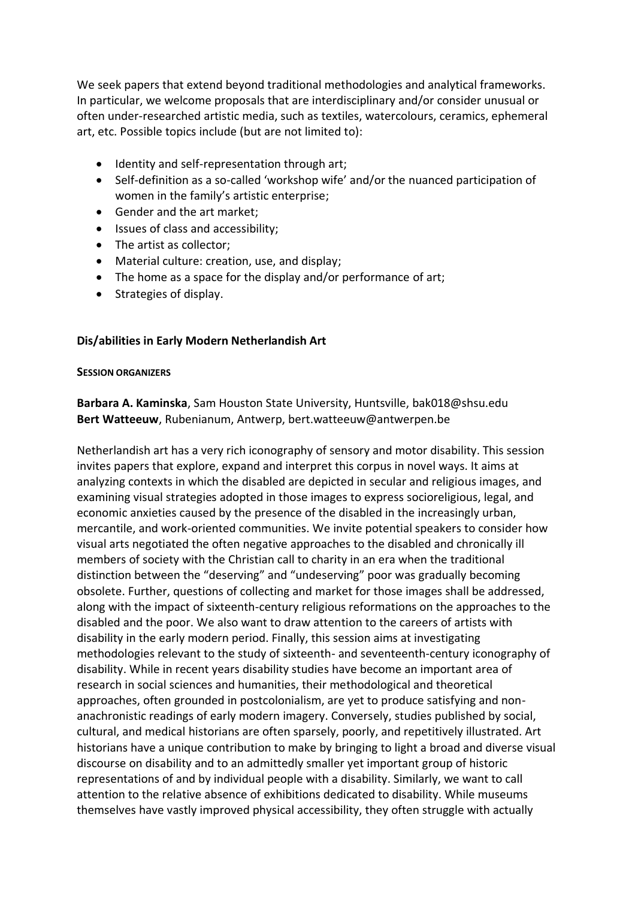We seek papers that extend beyond traditional methodologies and analytical frameworks. In particular, we welcome proposals that are interdisciplinary and/or consider unusual or often under-researched artistic media, such as textiles, watercolours, ceramics, ephemeral art, etc. Possible topics include (but are not limited to):

- Identity and self-representation through art;
- Self-definition as a so-called 'workshop wife' and/or the nuanced participation of women in the family's artistic enterprise;
- Gender and the art market;
- Issues of class and accessibility;
- The artist as collector;
- Material culture: creation, use, and display;
- The home as a space for the display and/or performance of art;
- Strategies of display.

## Dis/abilities in Early Modern Netherlandish Art

**SESSION ORGANIZERS**

**Barbara A. Kaminska**, Sam Houston State University, Huntsville, bak018@shsu.edu
**Bert Watteeuw**, Rubenianum, Antwerp, bert.watteeuw@antwerpen.be

Netherlandish art has a very rich iconography of sensory and motor disability. This session invites papers that explore, expand and interpret this corpus in novel ways. It aims at analyzing contexts in which the disabled are depicted in secular and religious images, and examining visual strategies adopted in those images to express socioreligious, legal, and economic anxieties caused by the presence of the disabled in the increasingly urban, mercantile, and work-oriented communities. We invite potential speakers to consider how visual arts negotiated the often negative approaches to the disabled and chronically ill members of society with the Christian call to charity in an era when the traditional distinction between the "deserving" and "undeserving" poor was gradually becoming obsolete. Further, questions of collecting and market for those images shall be addressed, along with the impact of sixteenth-century religious reformations on the approaches to the disabled and the poor. We also want to draw attention to the careers of artists with disability in the early modern period. Finally, this session aims at investigating methodologies relevant to the study of sixteenth- and seventeenth-century iconography of disability. While in recent years disability studies have become an important area of research in social sciences and humanities, their methodological and theoretical approaches, often grounded in postcolonialism, are yet to produce satisfying and non-anachronistic readings of early modern imagery. Conversely, studies published by social, cultural, and medical historians are often sparsely, poorly, and repetitively illustrated. Art historians have a unique contribution to make by bringing to light a broad and diverse visual discourse on disability and to an admittedly smaller yet important group of historic representations of and by individual people with a disability. Similarly, we want to call attention to the relative absence of exhibitions dedicated to disability. While museums themselves have vastly improved physical accessibility, they often struggle with actually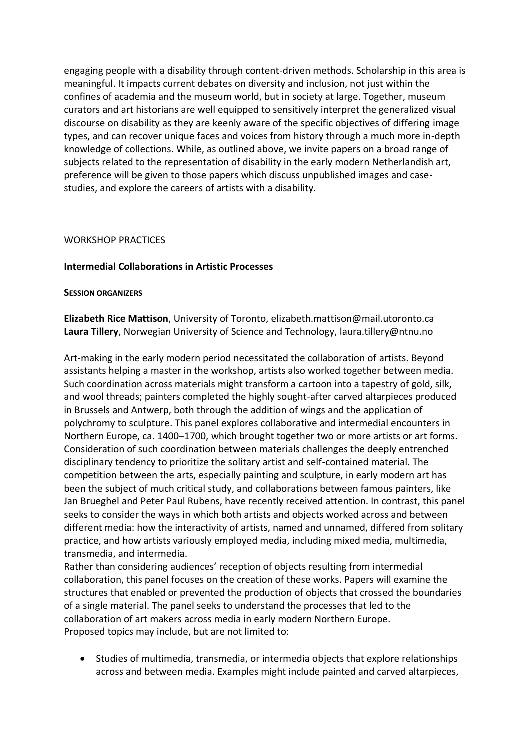engaging people with a disability through content-driven methods. Scholarship in this area is meaningful. It impacts current debates on diversity and inclusion, not just within the confines of academia and the museum world, but in society at large. Together, museum curators and art historians are well equipped to sensitively interpret the generalized visual discourse on disability as they are keenly aware of the specific objectives of differing image types, and can recover unique faces and voices from history through a much more in-depth knowledge of collections. While, as outlined above, we invite papers on a broad range of subjects related to the representation of disability in the early modern Netherlandish art, preference will be given to those papers which discuss unpublished images and case-studies, and explore the careers of artists with a disability.

WORKSHOP PRACTICES

**Intermedial Collaborations in Artistic Processes**

**SESSION ORGANIZERS**

**Elizabeth Rice Mattison**, University of Toronto, elizabeth.mattison@mail.utoronto.ca
**Laura Tillery**, Norwegian University of Science and Technology, laura.tillery@ntnu.no

Art-making in the early modern period necessitated the collaboration of artists. Beyond assistants helping a master in the workshop, artists also worked together between media. Such coordination across materials might transform a cartoon into a tapestry of gold, silk, and wool threads; painters completed the highly sought-after carved altarpieces produced in Brussels and Antwerp, both through the addition of wings and the application of polychromy to sculpture. This panel explores collaborative and intermedial encounters in Northern Europe, ca. 1400–1700, which brought together two or more artists or art forms. Consideration of such coordination between materials challenges the deeply entrenched disciplinary tendency to prioritize the solitary artist and self-contained material. The competition between the arts, especially painting and sculpture, in early modern art has been the subject of much critical study, and collaborations between famous painters, like Jan Brueghel and Peter Paul Rubens, have recently received attention. In contrast, this panel seeks to consider the ways in which both artists and objects worked across and between different media: how the interactivity of artists, named and unnamed, differed from solitary practice, and how artists variously employed media, including mixed media, multimedia, transmedia, and intermedia.

Rather than considering audiences' reception of objects resulting from intermedial collaboration, this panel focuses on the creation of these works. Papers will examine the structures that enabled or prevented the production of objects that crossed the boundaries of a single material. The panel seeks to understand the processes that led to the collaboration of art makers across media in early modern Northern Europe.

Proposed topics may include, but are not limited to:

- Studies of multimedia, transmedia, or intermedia objects that explore relationships across and between media. Examples might include painted and carved altarpieces,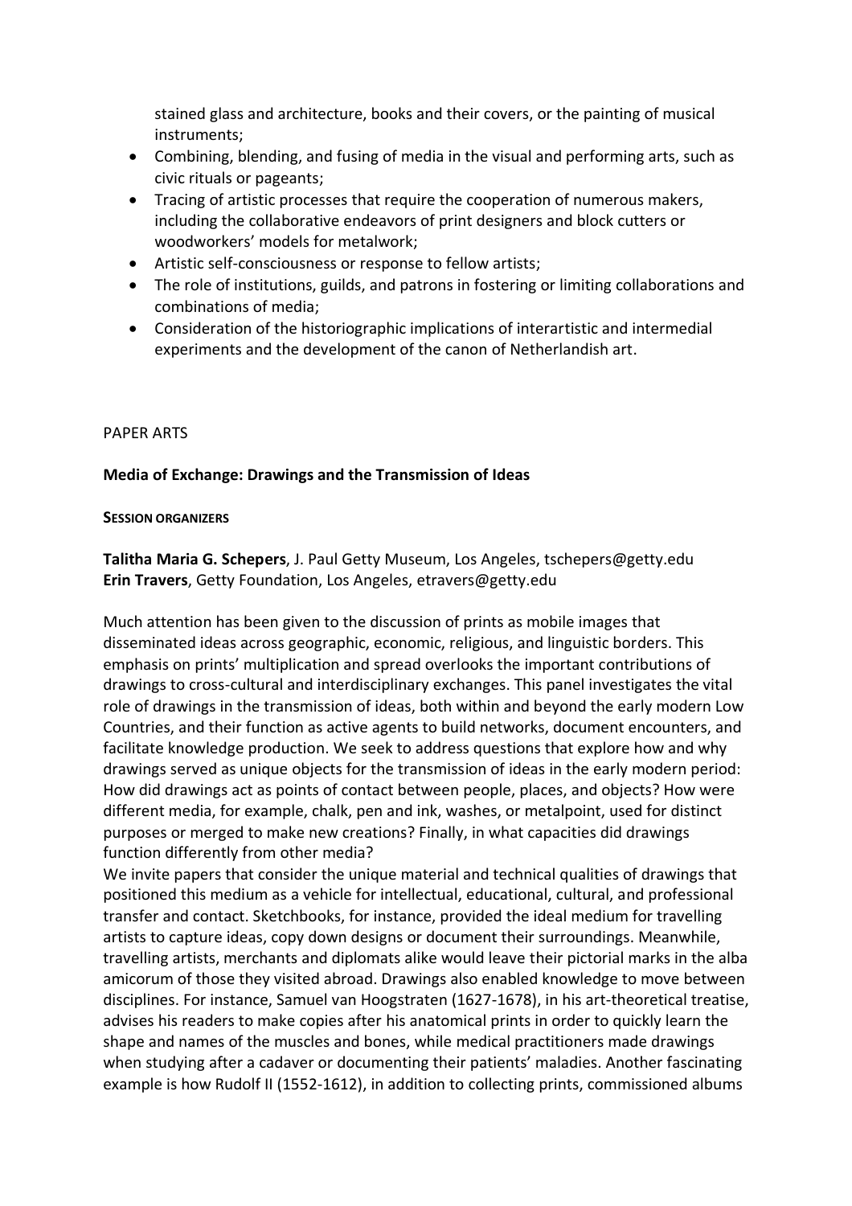stained glass and architecture, books and their covers, or the painting of musical instruments;

- Combining, blending, and fusing of media in the visual and performing arts, such as civic rituals or pageants;
- Tracing of artistic processes that require the cooperation of numerous makers, including the collaborative endeavors of print designers and block cutters or woodworkers' models for metalwork;
- Artistic self-consciousness or response to fellow artists;
- The role of institutions, guilds, and patrons in fostering or limiting collaborations and combinations of media;
- Consideration of the historiographic implications of interartistic and intermedial experiments and the development of the canon of Netherlandish art.

PAPER ARTS

**Media of Exchange: Drawings and the Transmission of Ideas**

**SESSION ORGANIZERS**

**Talitha Maria G. Schepers**, J. Paul Getty Museum, Los Angeles, tschepers@getty.edu
**Erin Travers**, Getty Foundation, Los Angeles, etravers@getty.edu

Much attention has been given to the discussion of prints as mobile images that disseminated ideas across geographic, economic, religious, and linguistic borders. This emphasis on prints' multiplication and spread overlooks the important contributions of drawings to cross-cultural and interdisciplinary exchanges. This panel investigates the vital role of drawings in the transmission of ideas, both within and beyond the early modern Low Countries, and their function as active agents to build networks, document encounters, and facilitate knowledge production. We seek to address questions that explore how and why drawings served as unique objects for the transmission of ideas in the early modern period: How did drawings act as points of contact between people, places, and objects? How were different media, for example, chalk, pen and ink, washes, or metalpoint, used for distinct purposes or merged to make new creations? Finally, in what capacities did drawings function differently from other media?
We invite papers that consider the unique material and technical qualities of drawings that positioned this medium as a vehicle for intellectual, educational, cultural, and professional transfer and contact. Sketchbooks, for instance, provided the ideal medium for travelling artists to capture ideas, copy down designs or document their surroundings. Meanwhile, travelling artists, merchants and diplomats alike would leave their pictorial marks in the alba amicorum of those they visited abroad. Drawings also enabled knowledge to move between disciplines. For instance, Samuel van Hoogstraten (1627-1678), in his art-theoretical treatise, advises his readers to make copies after his anatomical prints in order to quickly learn the shape and names of the muscles and bones, while medical practitioners made drawings when studying after a cadaver or documenting their patients' maladies. Another fascinating example is how Rudolf II (1552-1612), in addition to collecting prints, commissioned albums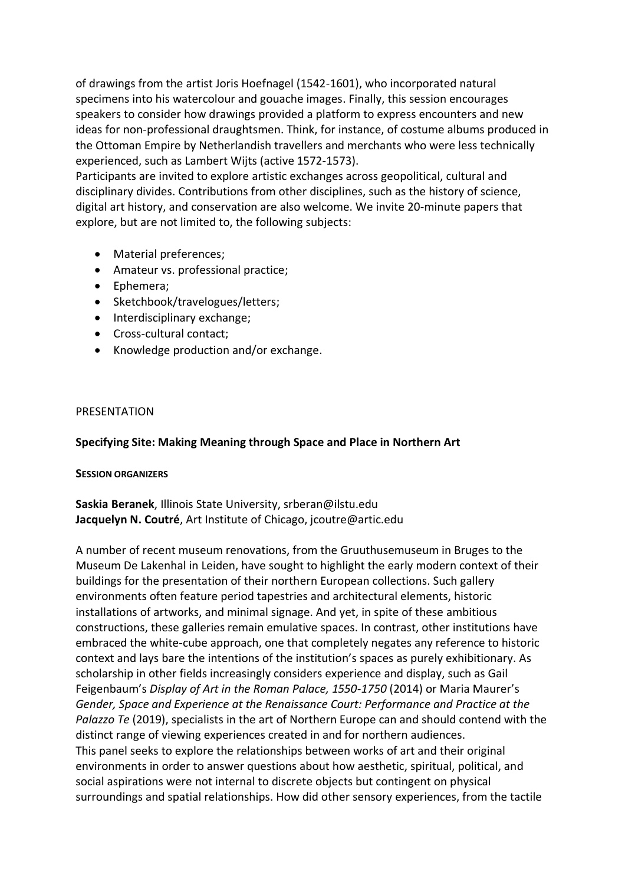of drawings from the artist Joris Hoefnagel (1542-1601), who incorporated natural specimens into his watercolour and gouache images. Finally, this session encourages speakers to consider how drawings provided a platform to express encounters and new ideas for non-professional draughtsmen. Think, for instance, of costume albums produced in the Ottoman Empire by Netherlandish travellers and merchants who were less technically experienced, such as Lambert Wijts (active 1572-1573).
Participants are invited to explore artistic exchanges across geopolitical, cultural and disciplinary divides. Contributions from other disciplines, such as the history of science, digital art history, and conservation are also welcome. We invite 20-minute papers that explore, but are not limited to, the following subjects:

- Material preferences;
- Amateur vs. professional practice;
- Ephemera;
- Sketchbook/travelogues/letters;
- Interdisciplinary exchange;
- Cross-cultural contact;
- Knowledge production and/or exchange.

PRESENTATION

**Specifying Site: Making Meaning through Space and Place in Northern Art**

**SESSION ORGANIZERS**

**Saskia Beranek**, Illinois State University, srberan@ilstu.edu
**Jacquelyn N. Coutré**, Art Institute of Chicago, jcoutre@artic.edu

A number of recent museum renovations, from the Gruuthusemuseum in Bruges to the Museum De Lakenhal in Leiden, have sought to highlight the early modern context of their buildings for the presentation of their northern European collections. Such gallery environments often feature period tapestries and architectural elements, historic installations of artworks, and minimal signage. And yet, in spite of these ambitious constructions, these galleries remain emulative spaces. In contrast, other institutions have embraced the white-cube approach, one that completely negates any reference to historic context and lays bare the intentions of the institution's spaces as purely exhibitionary. As scholarship in other fields increasingly considers experience and display, such as Gail Feigenbaum's *Display of Art in the Roman Palace, 1550-1750* (2014) or Maria Maurer's *Gender, Space and Experience at the Renaissance Court: Performance and Practice at the Palazzo Te* (2019), specialists in the art of Northern Europe can and should contend with the distinct range of viewing experiences created in and for northern audiences.
This panel seeks to explore the relationships between works of art and their original environments in order to answer questions about how aesthetic, spiritual, political, and social aspirations were not internal to discrete objects but contingent on physical surroundings and spatial relationships. How did other sensory experiences, from the tactile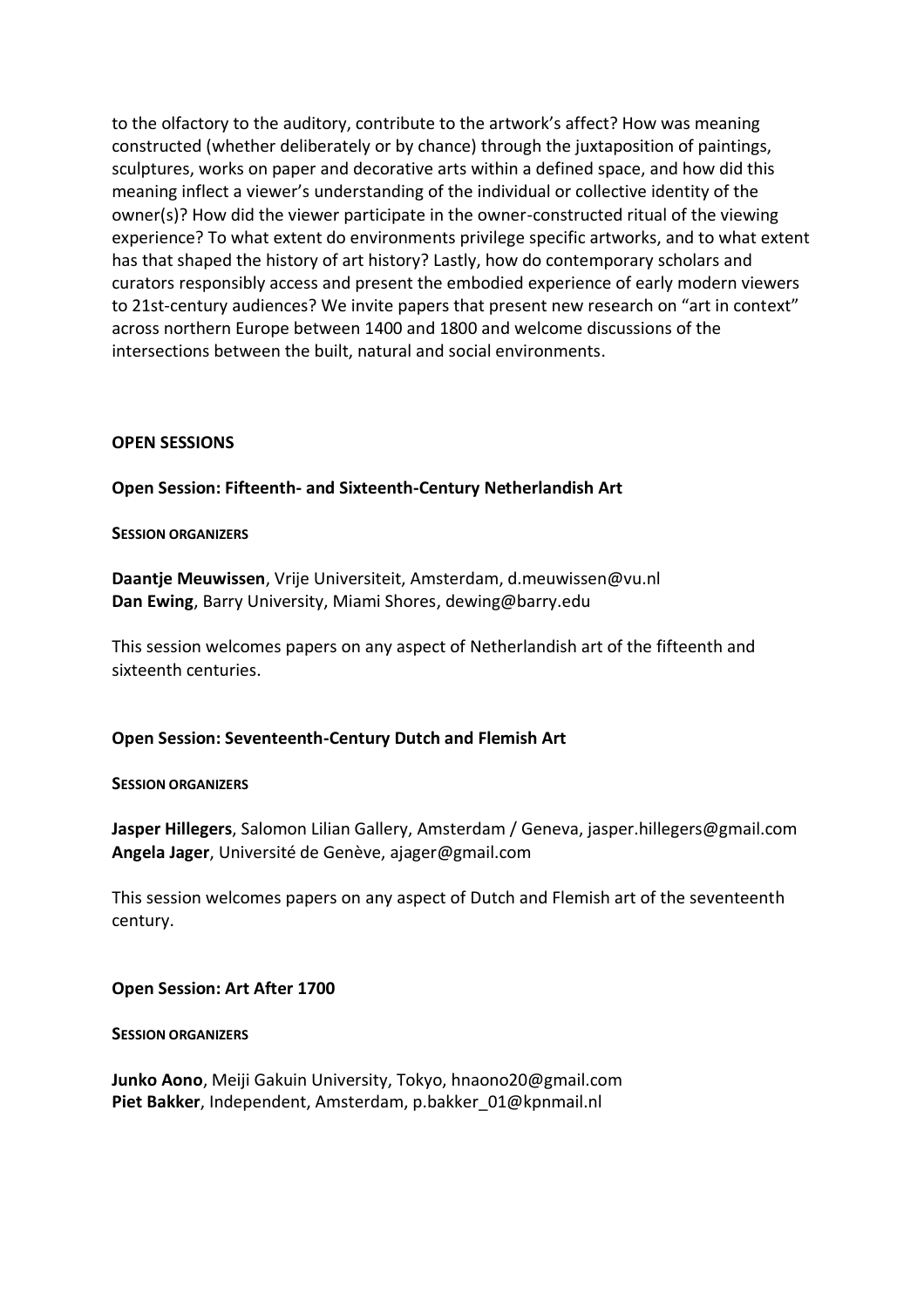to the olfactory to the auditory, contribute to the artwork's affect? How was meaning constructed (whether deliberately or by chance) through the juxtaposition of paintings, sculptures, works on paper and decorative arts within a defined space, and how did this meaning inflect a viewer's understanding of the individual or collective identity of the owner(s)? How did the viewer participate in the owner-constructed ritual of the viewing experience? To what extent do environments privilege specific artworks, and to what extent has that shaped the history of art history? Lastly, how do contemporary scholars and curators responsibly access and present the embodied experience of early modern viewers to 21st-century audiences? We invite papers that present new research on "art in context" across northern Europe between 1400 and 1800 and welcome discussions of the intersections between the built, natural and social environments.

## OPEN SESSIONS

### Open Session: Fifteenth- and Sixteenth-Century Netherlandish Art

**SESSION ORGANIZERS**

**Daantje Meuwissen**, Vrije Universiteit, Amsterdam, d.meuwissen@vu.nl
**Dan Ewing**, Barry University, Miami Shores, dewing@barry.edu

This session welcomes papers on any aspect of Netherlandish art of the fifteenth and sixteenth centuries.

### Open Session: Seventeenth-Century Dutch and Flemish Art

**SESSION ORGANIZERS**

**Jasper Hillegers**, Salomon Lilian Gallery, Amsterdam / Geneva, jasper.hillegers@gmail.com
**Angela Jager**, Université de Genève, ajager@gmail.com

This session welcomes papers on any aspect of Dutch and Flemish art of the seventeenth century.

### Open Session: Art After 1700

**SESSION ORGANIZERS**

**Junko Aono**, Meiji Gakuin University, Tokyo, hnaono20@gmail.com
**Piet Bakker**, Independent, Amsterdam, p.bakker_01@kpnmail.nl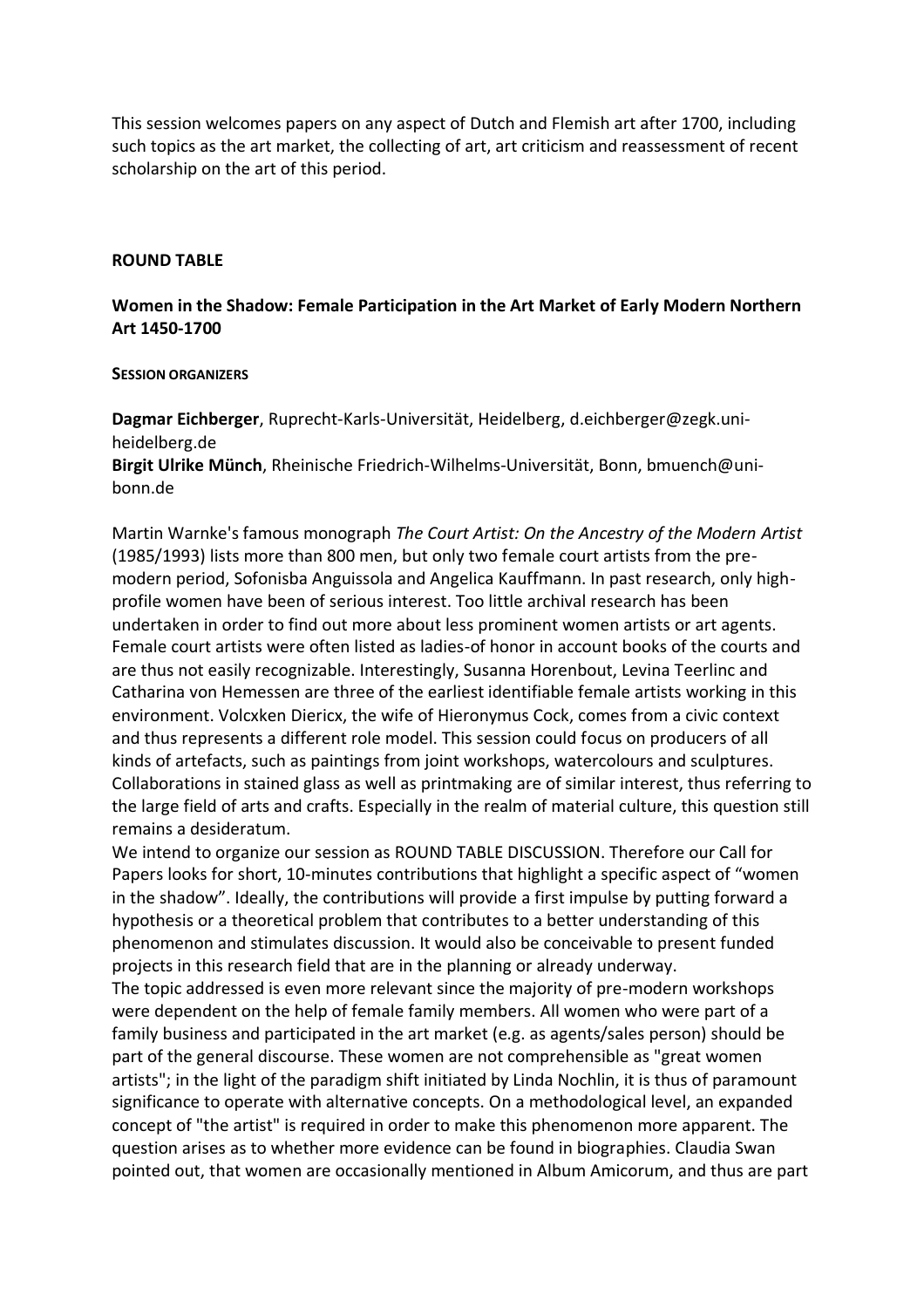This session welcomes papers on any aspect of Dutch and Flemish art after 1700, including such topics as the art market, the collecting of art, art criticism and reassessment of recent scholarship on the art of this period.

**ROUND TABLE**

**Women in the Shadow: Female Participation in the Art Market of Early Modern Northern Art 1450-1700**

**SESSION ORGANIZERS**

**Dagmar Eichberger**, Ruprecht-Karls-Universität, Heidelberg, d.eichberger@zegk.uni-heidelberg.de
**Birgit Ulrike Münch**, Rheinische Friedrich-Wilhelms-Universität, Bonn, bmuench@uni-bonn.de

Martin Warnke's famous monograph *The Court Artist: On the Ancestry of the Modern Artist* (1985/1993) lists more than 800 men, but only two female court artists from the pre-modern period, Sofonisba Anguissola and Angelica Kauffmann. In past research, only high-profile women have been of serious interest. Too little archival research has been undertaken in order to find out more about less prominent women artists or art agents. Female court artists were often listed as ladies-of honor in account books of the courts and are thus not easily recognizable. Interestingly, Susanna Horenbout, Levina Teerlinc and Catharina von Hemessen are three of the earliest identifiable female artists working in this environment. Volcxken Diericx, the wife of Hieronymus Cock, comes from a civic context and thus represents a different role model. This session could focus on producers of all kinds of artefacts, such as paintings from joint workshops, watercolours and sculptures. Collaborations in stained glass as well as printmaking are of similar interest, thus referring to the large field of arts and crafts. Especially in the realm of material culture, this question still remains a desideratum.
We intend to organize our session as ROUND TABLE DISCUSSION. Therefore our Call for Papers looks for short, 10-minutes contributions that highlight a specific aspect of "women in the shadow". Ideally, the contributions will provide a first impulse by putting forward a hypothesis or a theoretical problem that contributes to a better understanding of this phenomenon and stimulates discussion. It would also be conceivable to present funded projects in this research field that are in the planning or already underway.
The topic addressed is even more relevant since the majority of pre-modern workshops were dependent on the help of female family members. All women who were part of a family business and participated in the art market (e.g. as agents/sales person) should be part of the general discourse. These women are not comprehensible as "great women artists"; in the light of the paradigm shift initiated by Linda Nochlin, it is thus of paramount significance to operate with alternative concepts. On a methodological level, an expanded concept of "the artist" is required in order to make this phenomenon more apparent. The question arises as to whether more evidence can be found in biographies. Claudia Swan pointed out, that women are occasionally mentioned in Album Amicorum, and thus are part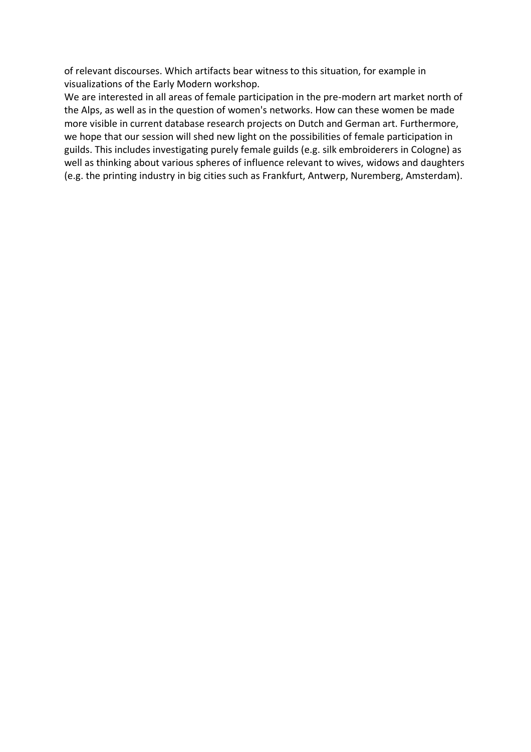of relevant discourses. Which artifacts bear witness to this situation, for example in visualizations of the Early Modern workshop.

We are interested in all areas of female participation in the pre-modern art market north of the Alps, as well as in the question of women's networks. How can these women be made more visible in current database research projects on Dutch and German art. Furthermore, we hope that our session will shed new light on the possibilities of female participation in guilds. This includes investigating purely female guilds (e.g. silk embroiderers in Cologne) as well as thinking about various spheres of influence relevant to wives, widows and daughters (e.g. the printing industry in big cities such as Frankfurt, Antwerp, Nuremberg, Amsterdam).